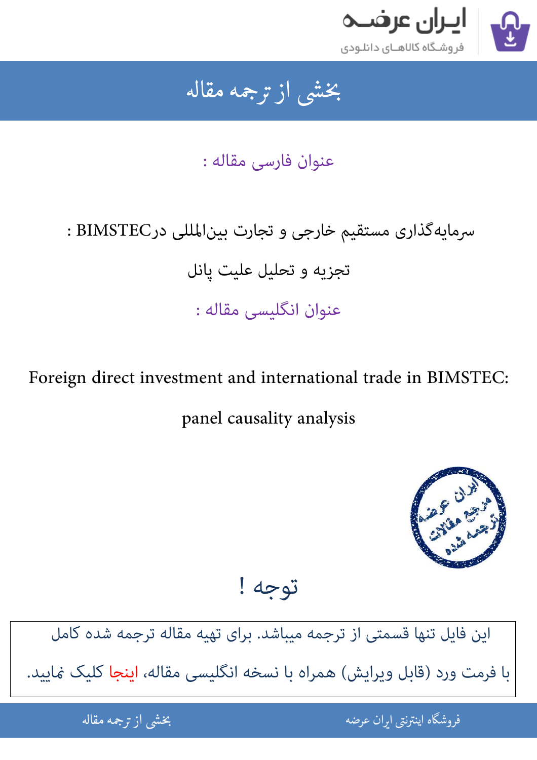## بخشی از ترجمه مقاله

عنوان فارسی مقاله :

سرمایه‌گذاری مستقیم خارجی و تجارت بین‌المللی درBIMSTEC :

تجزیه و تحلیل علیت پانل

عنوان انگلیسی مقاله :

Foreign direct investment and international trade in BIMSTEC:

panel causality analysis

## توجه !

این فایل تنها قسمتی از ترجمه میباشد. برای تهیه مقاله ترجمه شده کامل با فرمت ورد (قابل ویرایش) همراه با نسخه انگلیسی مقاله، اینجا کلیک نمایید.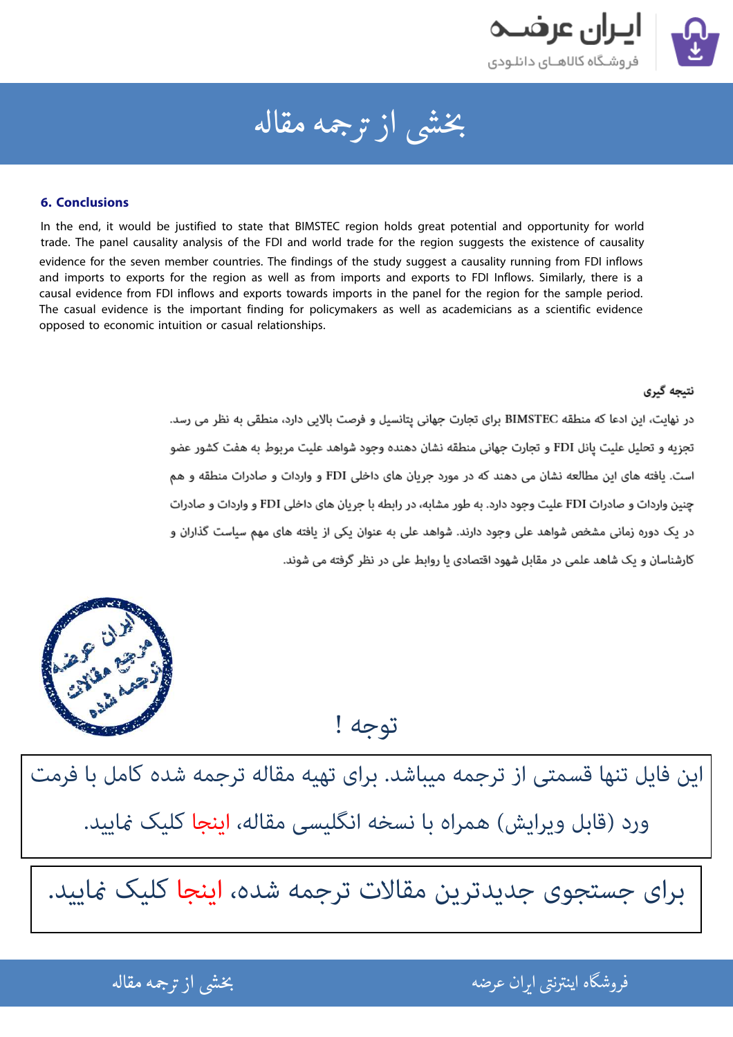# بخشی از ترجمه مقاله

### 6. Conclusions

In the end, it would be justified to state that BIMSTEC region holds great potential and opportunity for world trade. The panel causality analysis of the FDI and world trade for the region suggests the existence of causality evidence for the seven member countries. The findings of the study suggest a causality running from FDI inflows and imports to exports for the region as well as from imports and exports to FDI Inflows. Similarly, there is a causal evidence from FDI inflows and exports towards imports in the panel for the region for the sample period. The casual evidence is the important finding for policymakers as well as academicians as a scientific evidence opposed to economic intuition or casual relationships.

### نتیجه گیری

در نهایت، این ادعا که منطقه BIMSTEC برای تجارت جهانی پتانسیل و فرصت بالایی دارد، منطقی به نظر می رسد. تجزیه و تحلیل علیت پانل FDI و تجارت جهانی منطقه نشان دهنده وجود شواهد علیت مربوط به هفت کشور عضو است. یافته های این مطالعه نشان می دهند که در مورد جریان های داخلی FDI و واردات و صادرات منطقه و هم چنین واردات و صادرات FDI علیت وجود دارد. به طور مشابه، در رابطه با جریان های داخلی FDI و واردات و صادرات در یک دوره زمانی مشخص شواهد علی وجود دارند. شواهد علی به عنوان یکی از یافته های مهم سیاست گذاران و کارشناسان و یک شاهد علمی در مقابل شهود اقتصادی یا روابط علی در نظر گرفته می شوند.

توجه !

این فایل تنها قسمتی از ترجمه میباشد. برای تهیه مقاله ترجمه شده کامل با فرمت ورد (قابل ویرایش) همراه با نسخه انگلیسی مقاله، اینجا کلیک نمایید.

برای جستجوی جدیدترین مقالات ترجمه شده، اینجا کلیک نمایید.